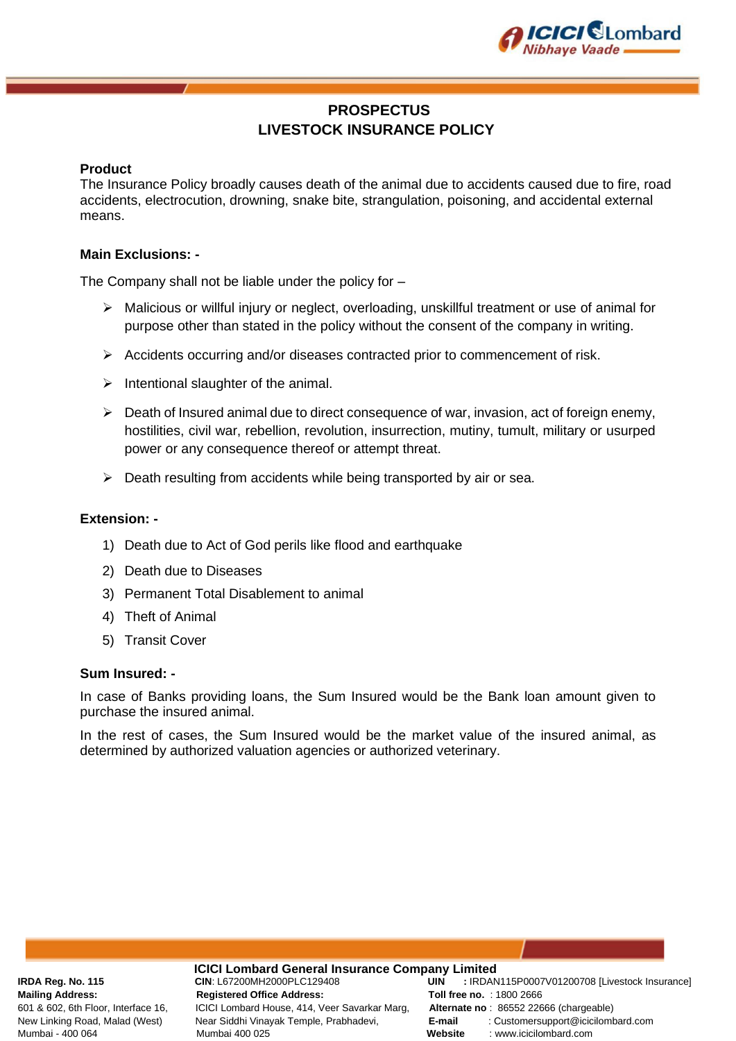# PROSPECTUS
# LIVESTOCK INSURANCE POLICY

**Product**

The Insurance Policy broadly causes death of the animal due to accidents caused due to fire, road accidents, electrocution, drowning, snake bite, strangulation, poisoning, and accidental external means.

**Main Exclusions: -**

The Company shall not be liable under the policy for –

- Malicious or willful injury or neglect, overloading, unskillful treatment or use of animal for purpose other than stated in the policy without the consent of the company in writing.
- Accidents occurring and/or diseases contracted prior to commencement of risk.
- Intentional slaughter of the animal.
- Death of Insured animal due to direct consequence of war, invasion, act of foreign enemy, hostilities, civil war, rebellion, revolution, insurrection, mutiny, tumult, military or usurped power or any consequence thereof or attempt threat.
- Death resulting from accidents while being transported by air or sea.

**Extension: -**

1) Death due to Act of God perils like flood and earthquake
2) Death due to Diseases
3) Permanent Total Disablement to animal
4) Theft of Animal
5) Transit Cover

**Sum Insured: -**

In case of Banks providing loans, the Sum Insured would be the Bank loan amount given to purchase the insured animal.

In the rest of cases, the Sum Insured would be the market value of the insured animal, as determined by authorized valuation agencies or authorized veterinary.

**ICICI Lombard General Insurance Company Limited**

**IRDA Reg. No. 115**
**Mailing Address:**
601 & 602, 6th Floor, Interface 16, New Linking Road, Malad (West) Mumbai - 400 064

**CIN**: L67200MH2000PLC129408
**Registered Office Address:**
ICICI Lombard House, 414, Veer Savarkar Marg, Near Siddhi Vinayak Temple, Prabhadevi, Mumbai 400 025

**UIN** : IRDAN115P0007V01200708 [Livestock Insurance]
**Toll free no.** : 1800 2666
**Alternate no** : 86552 22666 (chargeable)
**E-mail** : Customersupport@icicilombard.com
**Website** : www.icicilombard.com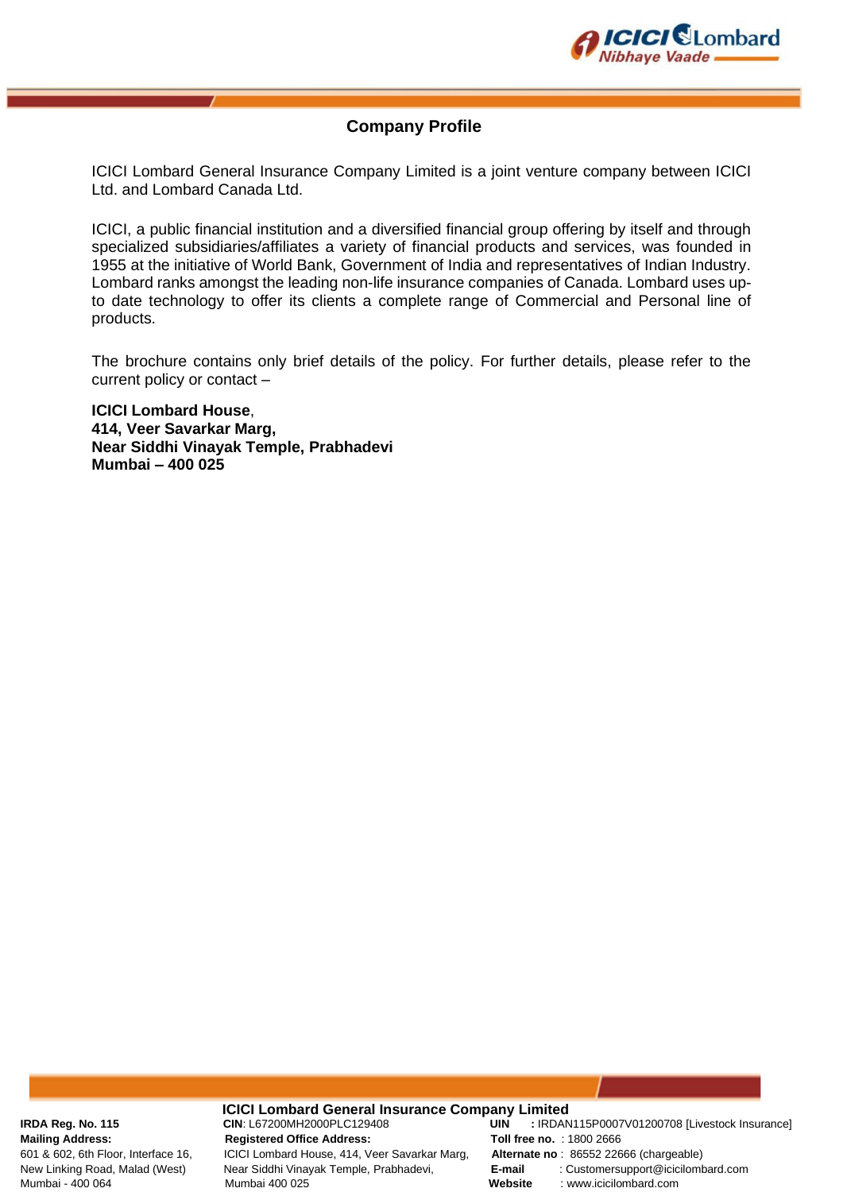## Company Profile

ICICI Lombard General Insurance Company Limited is a joint venture company between ICICI Ltd. and Lombard Canada Ltd.

ICICI, a public financial institution and a diversified financial group offering by itself and through specialized subsidiaries/affiliates a variety of financial products and services, was founded in 1955 at the initiative of World Bank, Government of India and representatives of Indian Industry. Lombard ranks amongst the leading non-life insurance companies of Canada. Lombard uses up-to date technology to offer its clients a complete range of Commercial and Personal line of products.

The brochure contains only brief details of the policy. For further details, please refer to the current policy or contact –

**ICICI Lombard House**,
**414, Veer Savarkar Marg,**
**Near Siddhi Vinayak Temple, Prabhadevi**
**Mumbai – 400 025**

**ICICI Lombard General Insurance Company Limited**

**IRDA Reg. No. 115**
**Mailing Address:**
601 & 602, 6th Floor, Interface 16,
New Linking Road, Malad (West)
Mumbai - 400 064

**CIN**: L67200MH2000PLC129408
**Registered Office Address:**
ICICI Lombard House, 414, Veer Savarkar Marg,
Near Siddhi Vinayak Temple, Prabhadevi,
Mumbai 400 025

**UIN** : IRDAN115P0007V01200708 [Livestock Insurance]
**Toll free no.** : 1800 2666
**Alternate no** : 86552 22666 (chargeable)
**E-mail** : Customersupport@icicilombard.com
**Website** : www.icicilombard.com